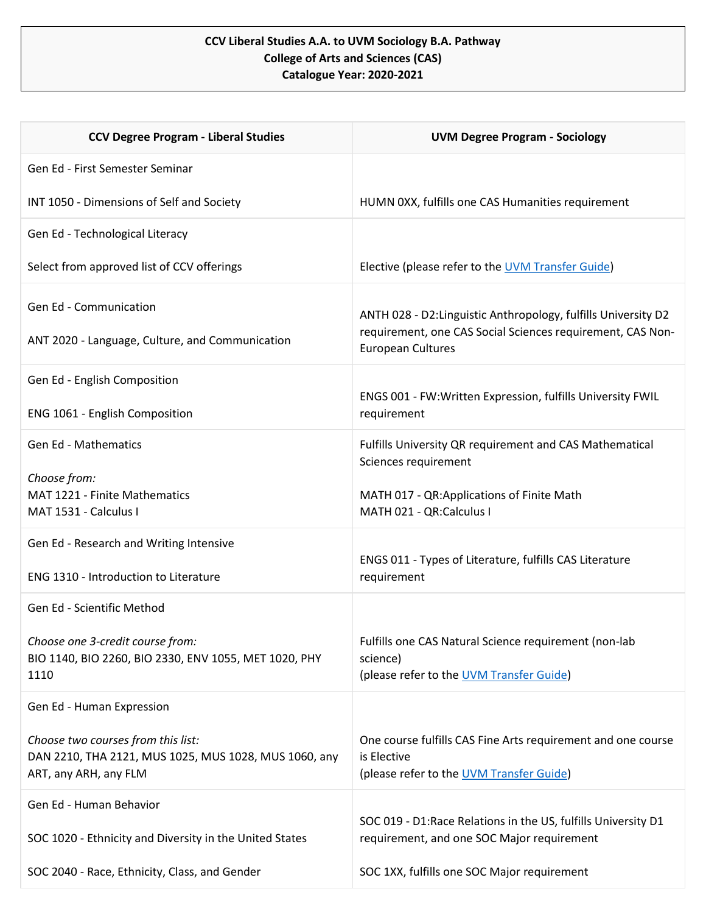**CCV Liberal Studies A.A. to UVM Sociology B.A. Pathway**
**College of Arts and Sciences (CAS)**
**Catalogue Year: 2020-2021**

| CCV Degree Program - Liberal Studies | UVM Degree Program - Sociology |
|---|---|
| Gen Ed - First Semester Seminar<br><br>INT 1050 - Dimensions of Self and Society | HUMN 0XX, fulfills one CAS Humanities requirement |
| Gen Ed - Technological Literacy<br><br>Select from approved list of CCV offerings | Elective (please refer to the UVM Transfer Guide) |
| Gen Ed - Communication<br><br>ANT 2020 - Language, Culture, and Communication | ANTH 028 - D2:Linguistic Anthropology, fulfills University D2 requirement, one CAS Social Sciences requirement, CAS Non-European Cultures |
| Gen Ed - English Composition<br><br>ENG 1061 - English Composition | ENGS 001 - FW:Written Expression, fulfills University FWIL requirement |
| Gen Ed - Mathematics<br><br>*Choose from:*<br>MAT 1221 - Finite Mathematics<br>MAT 1531 - Calculus I | Fulfills University QR requirement and CAS Mathematical Sciences requirement<br><br>MATH 017 - QR:Applications of Finite Math<br>MATH 021 - QR:Calculus I |
| Gen Ed - Research and Writing Intensive<br><br>ENG 1310 - Introduction to Literature | ENGS 011 - Types of Literature, fulfills CAS Literature requirement |
| Gen Ed - Scientific Method<br><br>*Choose one 3-credit course from:*<br>BIO 1140, BIO 2260, BIO 2330, ENV 1055, MET 1020, PHY 1110 | Fulfills one CAS Natural Science requirement (non-lab science)<br>(please refer to the UVM Transfer Guide) |
| Gen Ed - Human Expression<br><br>*Choose two courses from this list:*<br>DAN 2210, THA 2121, MUS 1025, MUS 1028, MUS 1060, any ART, any ARH, any FLM | One course fulfills CAS Fine Arts requirement and one course is Elective<br>(please refer to the UVM Transfer Guide) |
| Gen Ed - Human Behavior<br><br>SOC 1020 - Ethnicity and Diversity in the United States<br><br>SOC 2040 - Race, Ethnicity, Class, and Gender | SOC 019 - D1:Race Relations in the US, fulfills University D1 requirement, and one SOC Major requirement<br><br>SOC 1XX, fulfills one SOC Major requirement |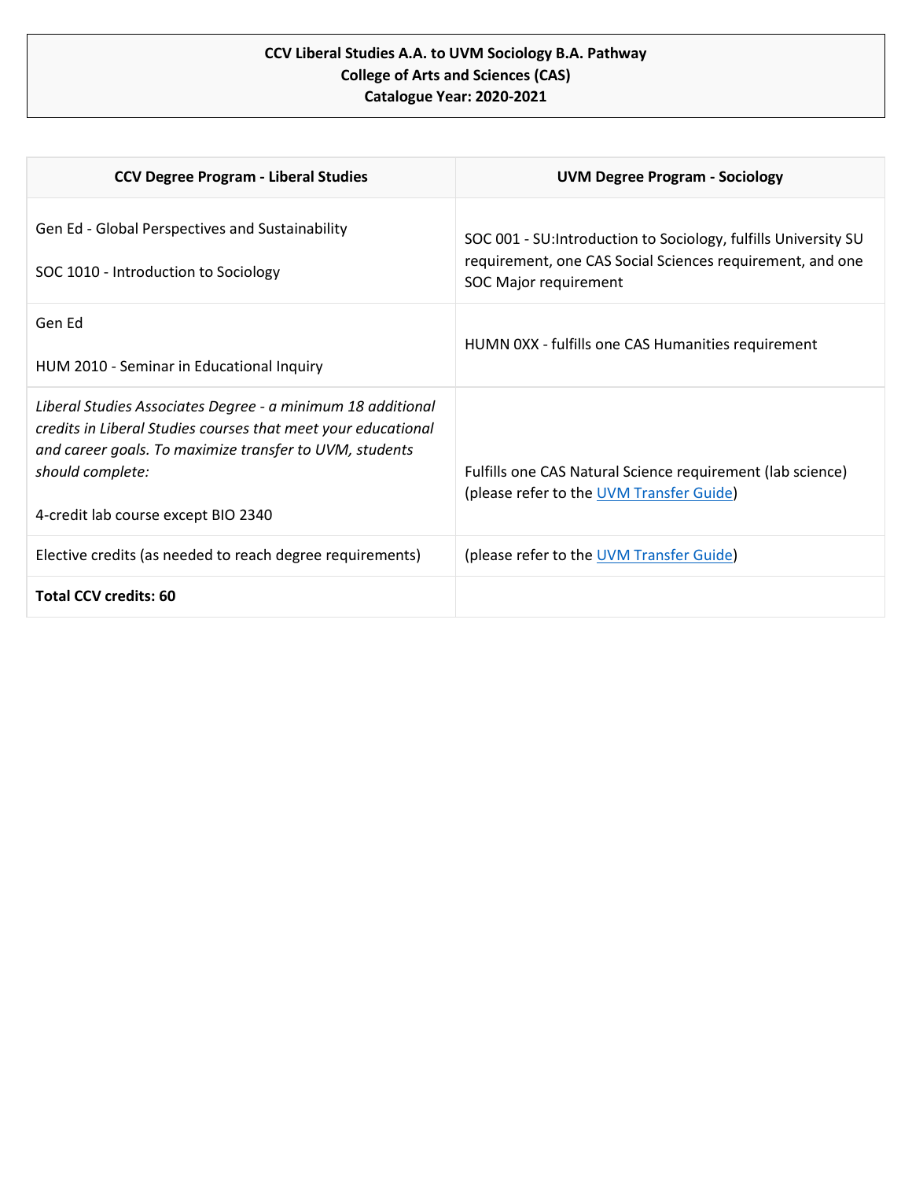**CCV Liberal Studies A.A. to UVM Sociology B.A. Pathway**
**College of Arts and Sciences (CAS)**
**Catalogue Year: 2020-2021**

| CCV Degree Program - Liberal Studies | UVM Degree Program - Sociology |
|---|---|
| Gen Ed - Global Perspectives and Sustainability<br><br>SOC 1010 - Introduction to Sociology | SOC 001 - SU:Introduction to Sociology, fulfills University SU requirement, one CAS Social Sciences requirement, and one SOC Major requirement |
| Gen Ed<br><br>HUM 2010 - Seminar in Educational Inquiry | HUMN 0XX - fulfills one CAS Humanities requirement |
| *Liberal Studies Associates Degree - a minimum 18 additional credits in Liberal Studies courses that meet your educational and career goals. To maximize transfer to UVM, students should complete:*<br><br>4-credit lab course except BIO 2340 | Fulfills one CAS Natural Science requirement (lab science) (please refer to the UVM Transfer Guide) |
| Elective credits (as needed to reach degree requirements) | (please refer to the UVM Transfer Guide) |
| **Total CCV credits: 60** | |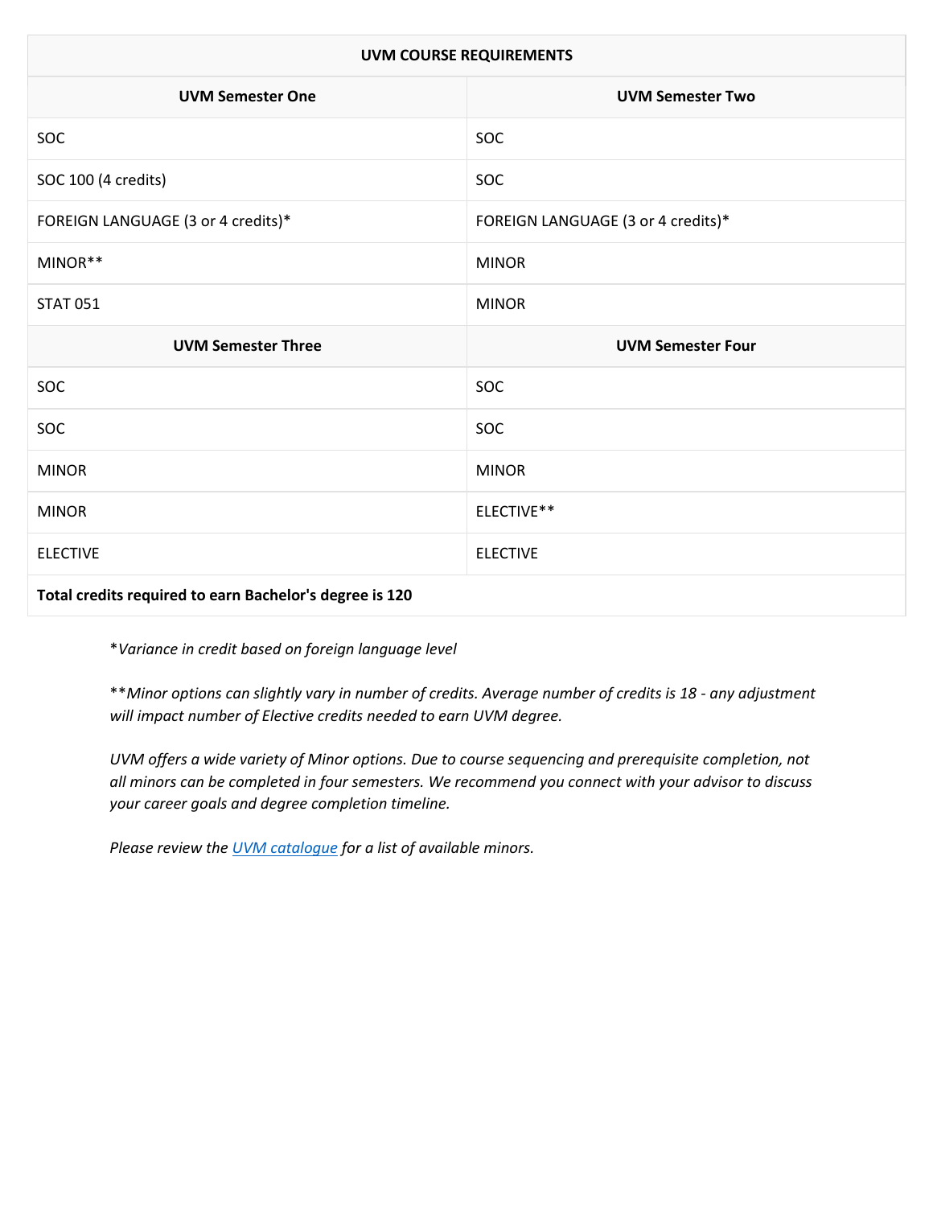| UVM COURSE REQUIREMENTS | |
|---|---|
| **UVM Semester One** | **UVM Semester Two** |
| SOC | SOC |
| SOC 100 (4 credits) | SOC |
| FOREIGN LANGUAGE (3 or 4 credits)* | FOREIGN LANGUAGE (3 or 4 credits)* |
| MINOR** | MINOR |
| STAT 051 | MINOR |
| **UVM Semester Three** | **UVM Semester Four** |
| SOC | SOC |
| SOC | SOC |
| MINOR | MINOR |
| MINOR | ELECTIVE** |
| ELECTIVE | ELECTIVE |
| **Total credits required to earn Bachelor's degree is 120** | |

**Variance in credit based on foreign language level*

***Minor options can slightly vary in number of credits. Average number of credits is 18 - any adjustment will impact number of Elective credits needed to earn UVM degree.*

*UVM offers a wide variety of Minor options. Due to course sequencing and prerequisite completion, not all minors can be completed in four semesters. We recommend you connect with your advisor to discuss your career goals and degree completion timeline.*

*Please review the UVM catalogue for a list of available minors.*